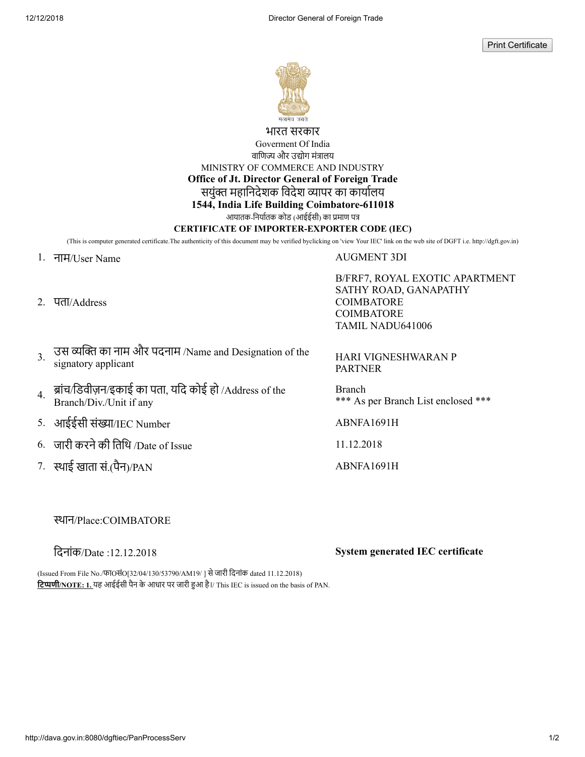सत्यमेव जयते

भारत सरकार

Goverment Of India

वाणिज्य और उद्योग मंत्रालय

MINISTRY OF COMMERCE AND INDUSTRY

**Office of Jt. Director General of Foreign Trade**

संयुक्त महानिदेशक विदेश व्यापर का कार्यालय

**1544, India Life Building Coimbatore-611018**

आयातक-निर्यातक कोड (आईईसी) का प्रमाण पत्र

**CERTIFICATE OF IMPORTER-EXPORTER CODE (IEC)**

(This is computer generated certificate.The authenticity of this document may be verified byclicking on 'view Your IEC' link on the web site of DGFT i.e. http://dgft.gov.in)

| | | |
|---|---|---|
| 1. | नाम/User Name | AUGMENT 3DI |
| 2. | पता/Address | B/FRF7, ROYAL EXOTIC APARTMENT<br>SATHY ROAD, GANAPATHY<br>COIMBATORE<br>COIMBATORE<br>TAMIL NADU641006 |
| 3. | उस व्यक्ति का नाम और पदनाम /Name and Designation of the signatory applicant | HARI VIGNESHWARAN P<br>PARTNER |
| 4. | ब्रांच/डिवीज़न/इकाई का पता, यदि कोई हो /Address of the Branch/Div./Unit if any | Branch<br>*** As per Branch List enclosed *** |
| 5. | आईईसी संख्या/IEC Number | ABNFA1691H |
| 6. | जारी करने की तिथि /Date of Issue | 11.12.2018 |
| 7. | स्थाई खाता सं.(पैन)/PAN | ABNFA1691H |

स्थान/Place:COIMBATORE

दिनांक/Date :12.12.2018

**System generated IEC certificate**

(Issued From File No./फाOसंO[32/04/130/53790/AM19/ ] से जारी दिनांक dated 11.12.2018)

**टिप्पणी/NOTE: 1.** यह आईईसी पैन के आधार पर जारी हुआ है।/ This IEC is issued on the basis of PAN.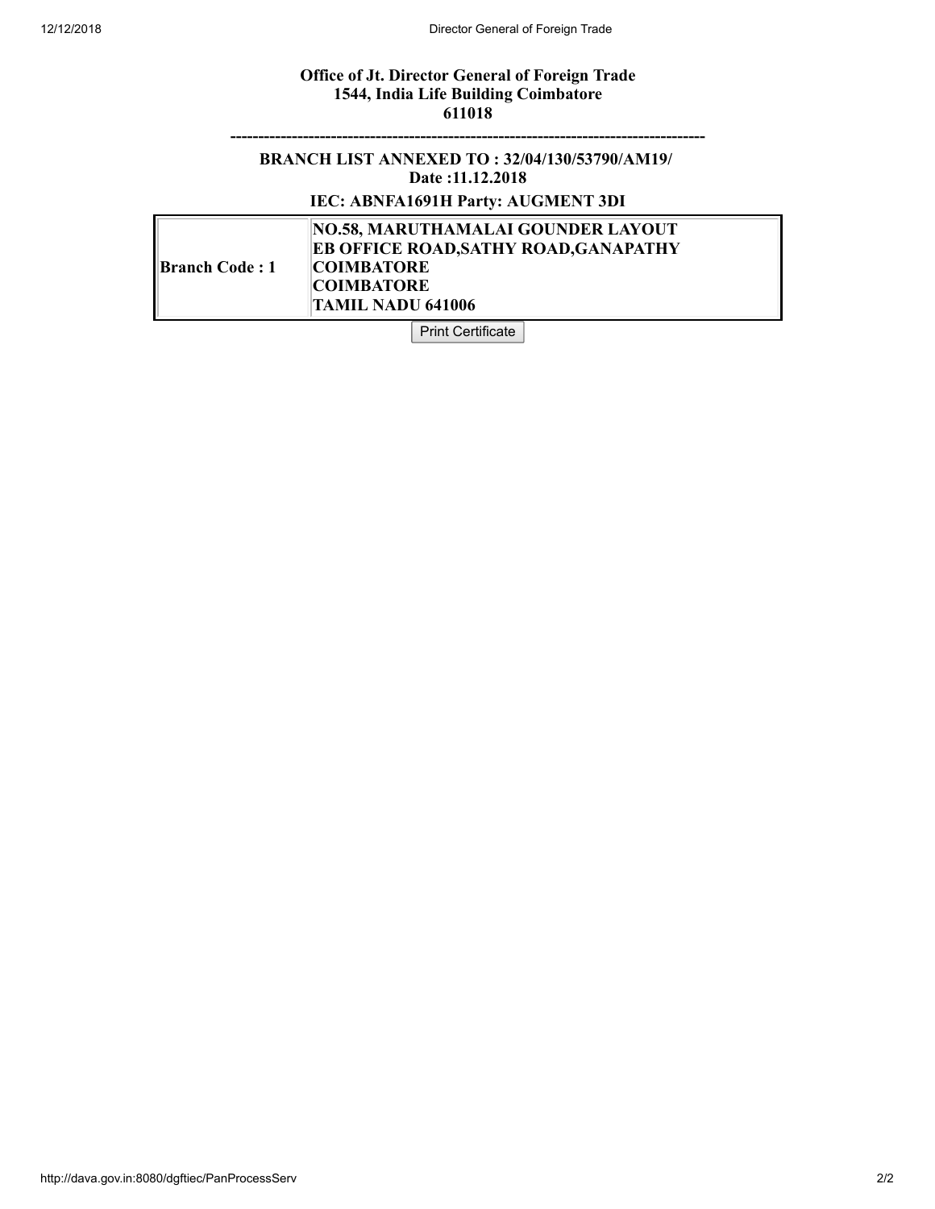**Office of Jt. Director General of Foreign Trade**
**1544, India Life Building Coimbatore**
**611018**

---

**BRANCH LIST ANNEXED TO : 32/04/130/53790/AM19/**
**Date :11.12.2018**

**IEC: ABNFA1691H Party: AUGMENT 3DI**

| | |
|---|---|
| **Branch Code : 1** | **NO.58, MARUTHAMALAI GOUNDER LAYOUT**<br>**EB OFFICE ROAD,SATHY ROAD,GANAPATHY**<br>**COIMBATORE**<br>**COIMBATORE**<br>**TAMIL NADU 641006** |

Print Certificate